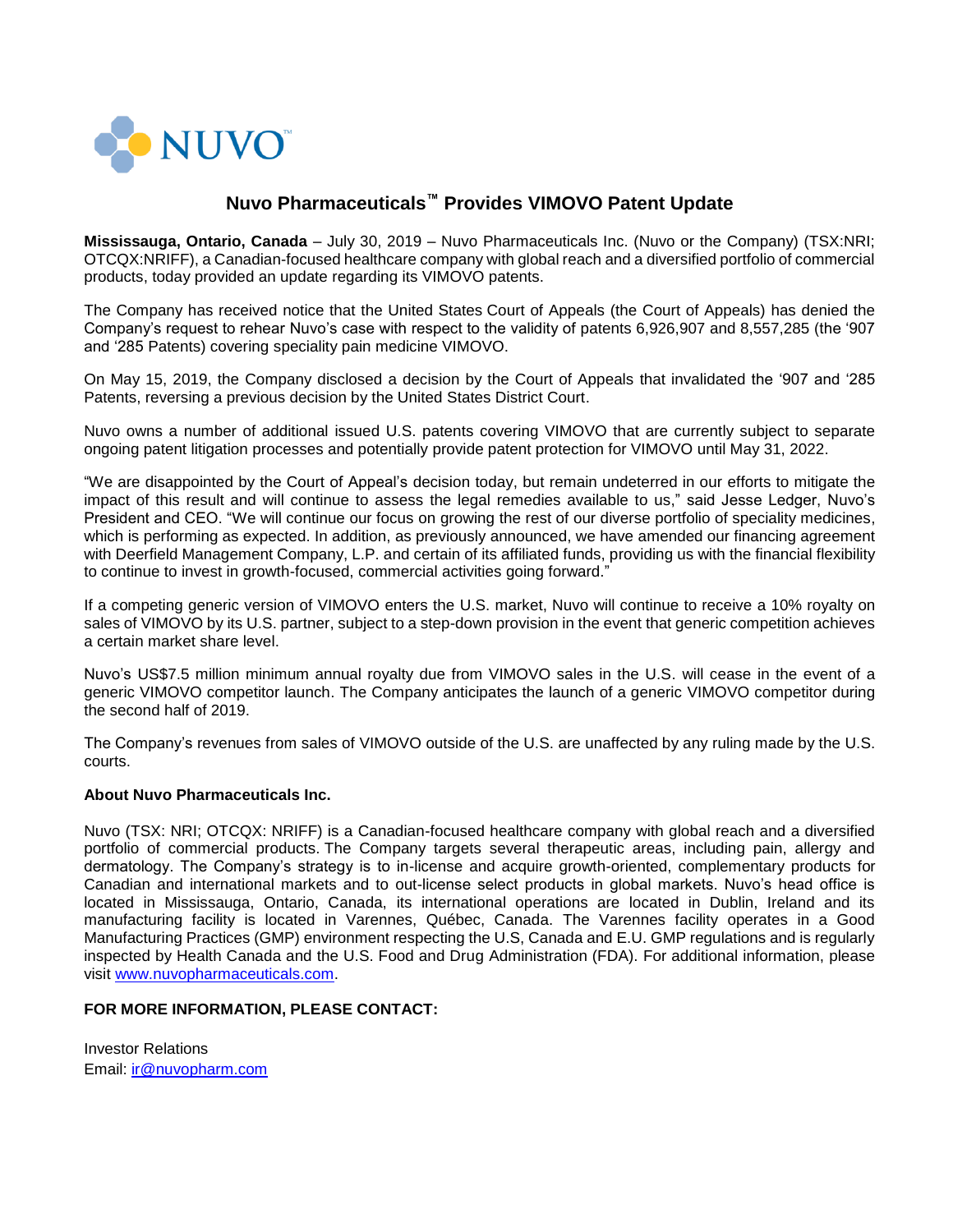NUVO™

# Nuvo Pharmaceuticals™ Provides VIMOVO Patent Update

**Mississauga, Ontario, Canada** – July 30, 2019 – Nuvo Pharmaceuticals Inc. (Nuvo or the Company) (TSX:NRI; OTCQX:NRIFF), a Canadian-focused healthcare company with global reach and a diversified portfolio of commercial products, today provided an update regarding its VIMOVO patents.

The Company has received notice that the United States Court of Appeals (the Court of Appeals) has denied the Company's request to rehear Nuvo's case with respect to the validity of patents 6,926,907 and 8,557,285 (the '907 and '285 Patents) covering speciality pain medicine VIMOVO.

On May 15, 2019, the Company disclosed a decision by the Court of Appeals that invalidated the '907 and '285 Patents, reversing a previous decision by the United States District Court.

Nuvo owns a number of additional issued U.S. patents covering VIMOVO that are currently subject to separate ongoing patent litigation processes and potentially provide patent protection for VIMOVO until May 31, 2022.

"We are disappointed by the Court of Appeal's decision today, but remain undeterred in our efforts to mitigate the impact of this result and will continue to assess the legal remedies available to us," said Jesse Ledger, Nuvo's President and CEO. "We will continue our focus on growing the rest of our diverse portfolio of speciality medicines, which is performing as expected. In addition, as previously announced, we have amended our financing agreement with Deerfield Management Company, L.P. and certain of its affiliated funds, providing us with the financial flexibility to continue to invest in growth-focused, commercial activities going forward."

If a competing generic version of VIMOVO enters the U.S. market, Nuvo will continue to receive a 10% royalty on sales of VIMOVO by its U.S. partner, subject to a step-down provision in the event that generic competition achieves a certain market share level.

Nuvo's US$7.5 million minimum annual royalty due from VIMOVO sales in the U.S. will cease in the event of a generic VIMOVO competitor launch. The Company anticipates the launch of a generic VIMOVO competitor during the second half of 2019.

The Company's revenues from sales of VIMOVO outside of the U.S. are unaffected by any ruling made by the U.S. courts.

**About Nuvo Pharmaceuticals Inc.**

Nuvo (TSX: NRI; OTCQX: NRIFF) is a Canadian-focused healthcare company with global reach and a diversified portfolio of commercial products. The Company targets several therapeutic areas, including pain, allergy and dermatology. The Company's strategy is to in-license and acquire growth-oriented, complementary products for Canadian and international markets and to out-license select products in global markets. Nuvo's head office is located in Mississauga, Ontario, Canada, its international operations are located in Dublin, Ireland and its manufacturing facility is located in Varennes, Québec, Canada. The Varennes facility operates in a Good Manufacturing Practices (GMP) environment respecting the U.S, Canada and E.U. GMP regulations and is regularly inspected by Health Canada and the U.S. Food and Drug Administration (FDA). For additional information, please visit www.nuvopharmaceuticals.com.

**FOR MORE INFORMATION, PLEASE CONTACT:**

Investor Relations
Email: ir@nuvopharm.com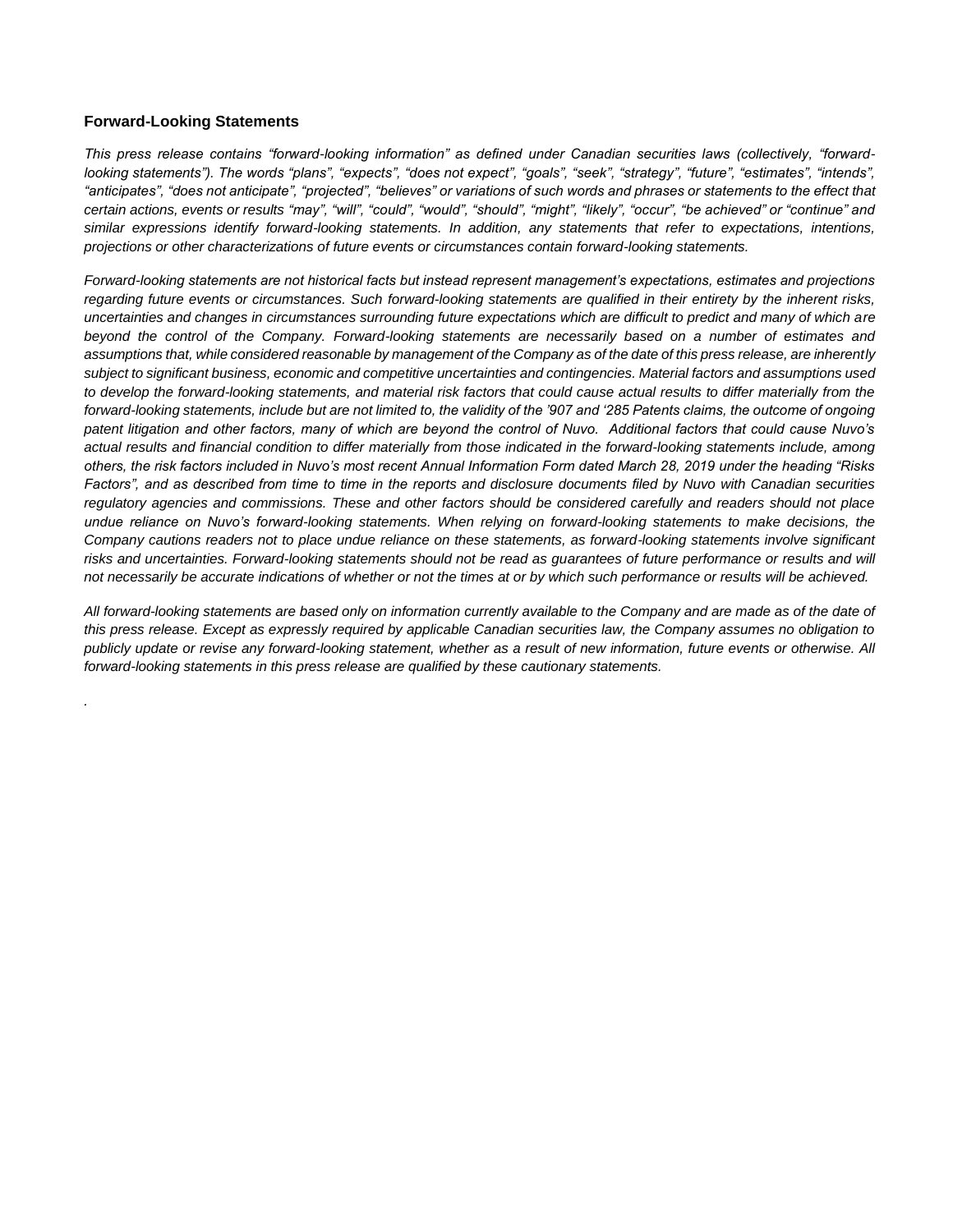### Forward-Looking Statements

*This press release contains "forward-looking information" as defined under Canadian securities laws (collectively, "forward-looking statements"). The words "plans", "expects", "does not expect", "goals", "seek", "strategy", "future", "estimates", "intends", "anticipates", "does not anticipate", "projected", "believes" or variations of such words and phrases or statements to the effect that certain actions, events or results "may", "will", "could", "would", "should", "might", "likely", "occur", "be achieved" or "continue" and similar expressions identify forward-looking statements. In addition, any statements that refer to expectations, intentions, projections or other characterizations of future events or circumstances contain forward-looking statements.*

*Forward-looking statements are not historical facts but instead represent management's expectations, estimates and projections regarding future events or circumstances. Such forward-looking statements are qualified in their entirety by the inherent risks, uncertainties and changes in circumstances surrounding future expectations which are difficult to predict and many of which are beyond the control of the Company. Forward-looking statements are necessarily based on a number of estimates and assumptions that, while considered reasonable by management of the Company as of the date of this press release, are inherently subject to significant business, economic and competitive uncertainties and contingencies. Material factors and assumptions used to develop the forward-looking statements, and material risk factors that could cause actual results to differ materially from the forward-looking statements, include but are not limited to, the validity of the '907 and '285 Patents claims, the outcome of ongoing patent litigation and other factors, many of which are beyond the control of Nuvo. Additional factors that could cause Nuvo's actual results and financial condition to differ materially from those indicated in the forward-looking statements include, among others, the risk factors included in Nuvo's most recent Annual Information Form dated March 28, 2019 under the heading "Risks Factors", and as described from time to time in the reports and disclosure documents filed by Nuvo with Canadian securities regulatory agencies and commissions. These and other factors should be considered carefully and readers should not place undue reliance on Nuvo's forward-looking statements. When relying on forward-looking statements to make decisions, the Company cautions readers not to place undue reliance on these statements, as forward-looking statements involve significant risks and uncertainties. Forward-looking statements should not be read as guarantees of future performance or results and will not necessarily be accurate indications of whether or not the times at or by which such performance or results will be achieved.*

*All forward-looking statements are based only on information currently available to the Company and are made as of the date of this press release. Except as expressly required by applicable Canadian securities law, the Company assumes no obligation to publicly update or revise any forward-looking statement, whether as a result of new information, future events or otherwise. All forward-looking statements in this press release are qualified by these cautionary statements.*

.